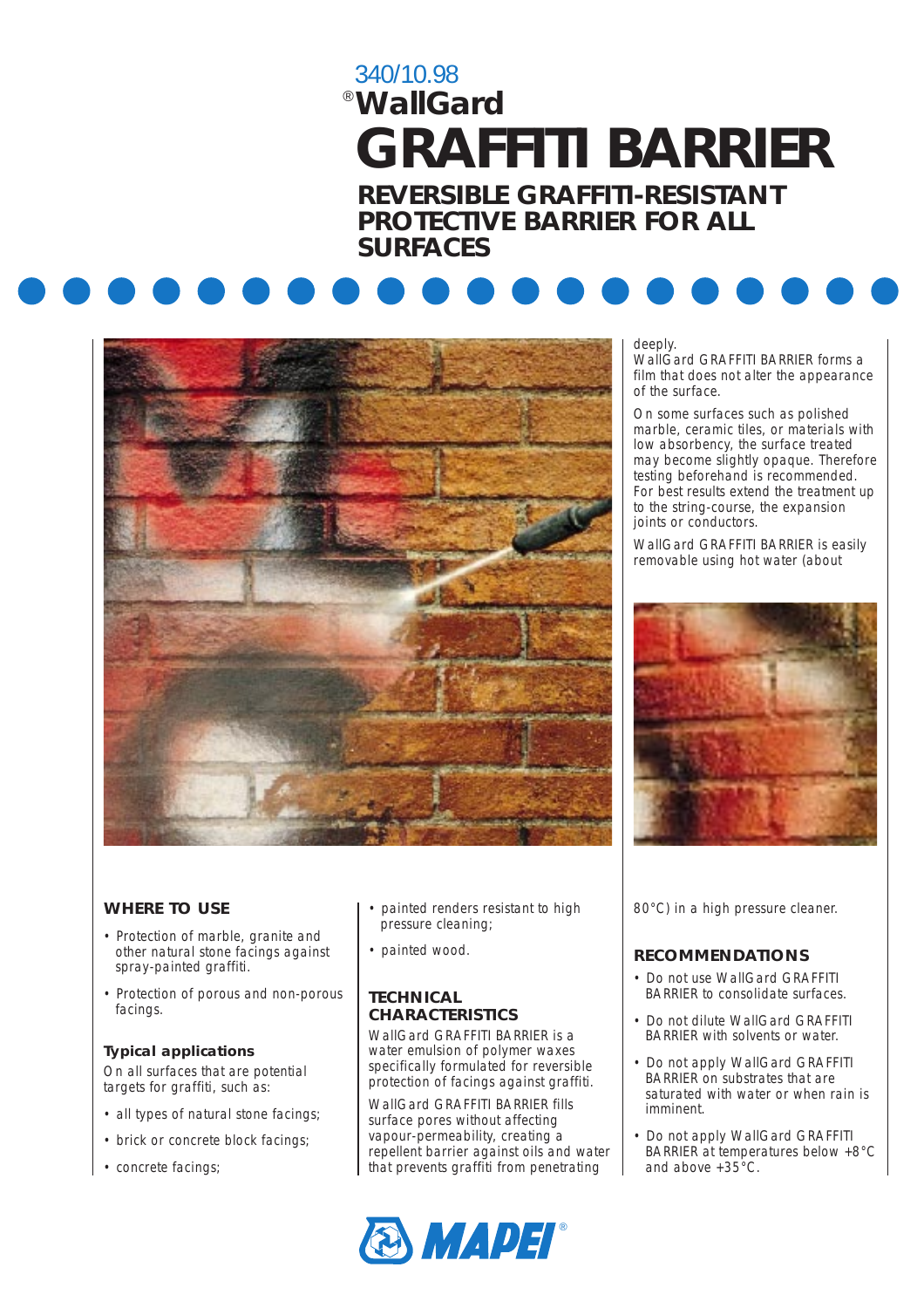340/10.98

# ®WallGard GRAFFITI BARRIER

## REVERSIBLE GRAFFITI-RESISTANT PROTECTIVE BARRIER FOR ALL SURFACES

### WHERE TO USE

- Protection of marble, granite and other natural stone facings against spray-painted graffiti.
- Protection of porous and non-porous facings.

#### Typical applications

On all surfaces that are potential targets for graffiti, such as:

- all types of natural stone facings;
- brick or concrete block facings;
- concrete facings;
- painted renders resistant to high pressure cleaning;
- painted wood.

### TECHNICAL CHARACTERISTICS

WallGard GRAFFITI BARRIER is a water emulsion of polymer waxes specifically formulated for reversible protection of facings against graffiti.

WallGard GRAFFITI BARRIER fills surface pores without affecting vapour-permeability, creating a repellent barrier against oils and water that prevents graffiti from penetrating deeply.

WallGard GRAFFITI BARRIER forms a film that does not alter the appearance of the surface.

On some surfaces such as polished marble, ceramic tiles, or materials with low absorbency, the surface treated may become slightly opaque. Therefore testing beforehand is recommended.

For best results extend the treatment up to the string-course, the expansion joints or conductors.

WallGard GRAFFITI BARRIER is easily removable using hot water (about 80°C) in a high pressure cleaner.

### RECOMMENDATIONS

- Do not use WallGard GRAFFITI BARRIER to consolidate surfaces.
- Do not dilute WallGard GRAFFITI BARRIER with solvents or water.
- Do not apply WallGard GRAFFITI BARRIER on substrates that are saturated with water or when rain is imminent.
- Do not apply WallGard GRAFFITI BARRIER at temperatures below +8°C and above +35°C.

MAPEI®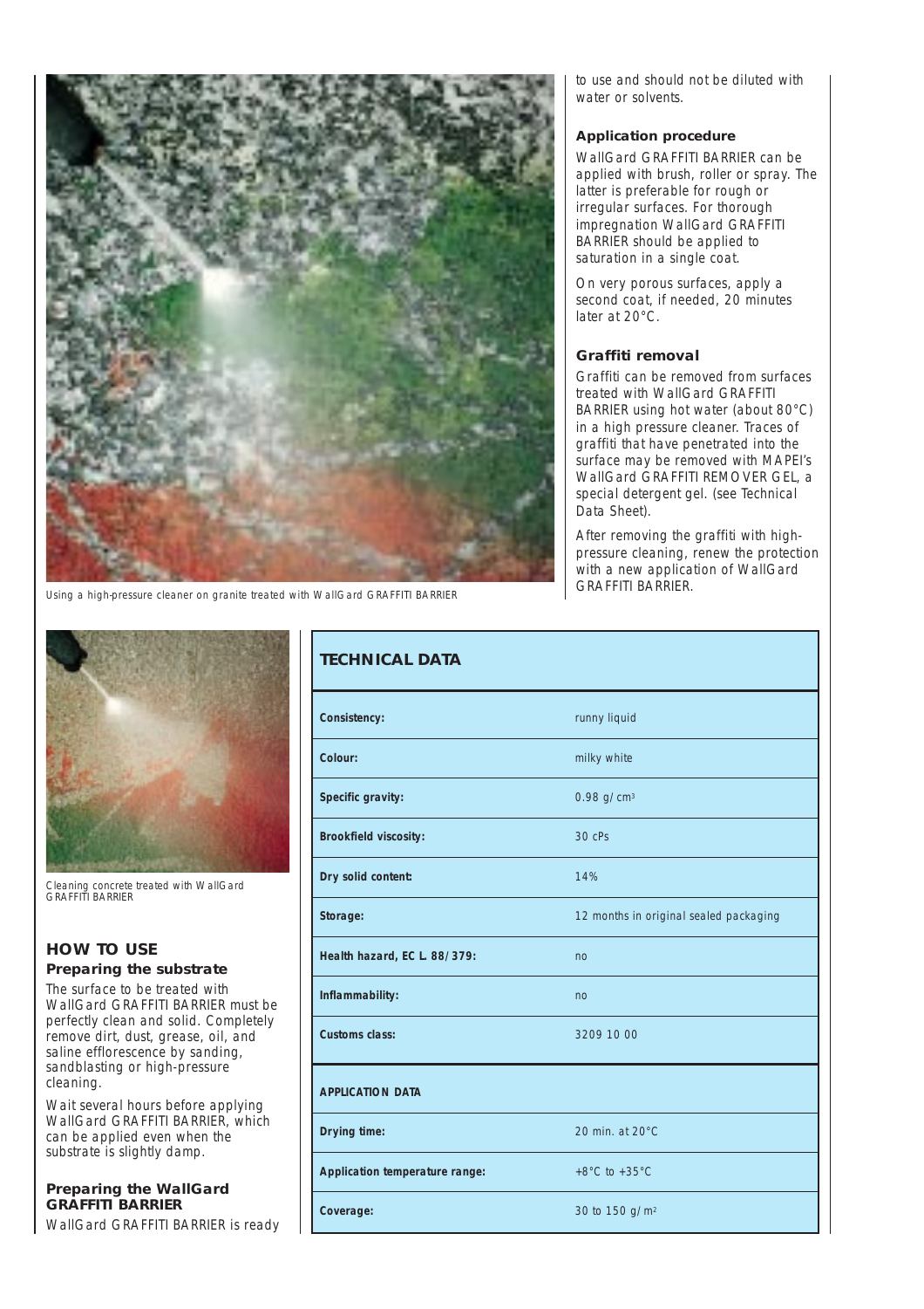Using a high-pressure cleaner on granite treated with WallGard GRAFFITI BARRIER

Cleaning concrete treated with WallGard GRAFFITI BARRIER

## HOW TO USE

### Preparing the substrate

The surface to be treated with WallGard GRAFFITI BARRIER must be perfectly clean and solid. Completely remove dirt, dust, grease, oil, and saline efflorescence by sanding, sandblasting or high-pressure cleaning.

Wait several hours before applying WallGard GRAFFITI BARRIER, which can be applied even when the substrate is slightly damp.

### Preparing the WallGard GRAFFITI BARRIER

WallGard GRAFFITI BARRIER is ready to use and should not be diluted with water or solvents.

### Application procedure

WallGard GRAFFITI BARRIER can be applied with brush, roller or spray. The latter is preferable for rough or irregular surfaces. For thorough impregnation WallGard GRAFFITI BARRIER should be applied to saturation in a single coat.

On very porous surfaces, apply a second coat, if needed, 20 minutes later at 20°C.

### Graffiti removal

Graffiti can be removed from surfaces treated with WallGard GRAFFITI BARRIER using hot water (about 80°C) in a high pressure cleaner. Traces of graffiti that have penetrated into the surface may be removed with MAPEI's WallGard GRAFFITI REMOVER GEL, a special detergent gel. (see Technical Data Sheet).

After removing the graffiti with high-pressure cleaning, renew the protection with a new application of WallGard GRAFFITI BARRIER.

| TECHNICAL DATA | |
|---|---|
| **Consistency:** | runny liquid |
| **Colour:** | milky white |
| **Specific gravity:** | 0.98 g/cm$^3$ |
| **Brookfield viscosity:** | 30 cPs |
| **Dry solid content:** | 14% |
| **Storage:** | 12 months in original sealed packaging |
| **Health hazard, EC L. 88/379:** | no |
| **Inflammability:** | no |
| **Customs class:** | 3209 10 00 |
| **APPLICATION DATA** | |
| **Drying time:** | 20 min. at 20°C |
| **Application temperature range:** | +8°C to +35°C |
| **Coverage:** | 30 to 150 g/m$^2$ |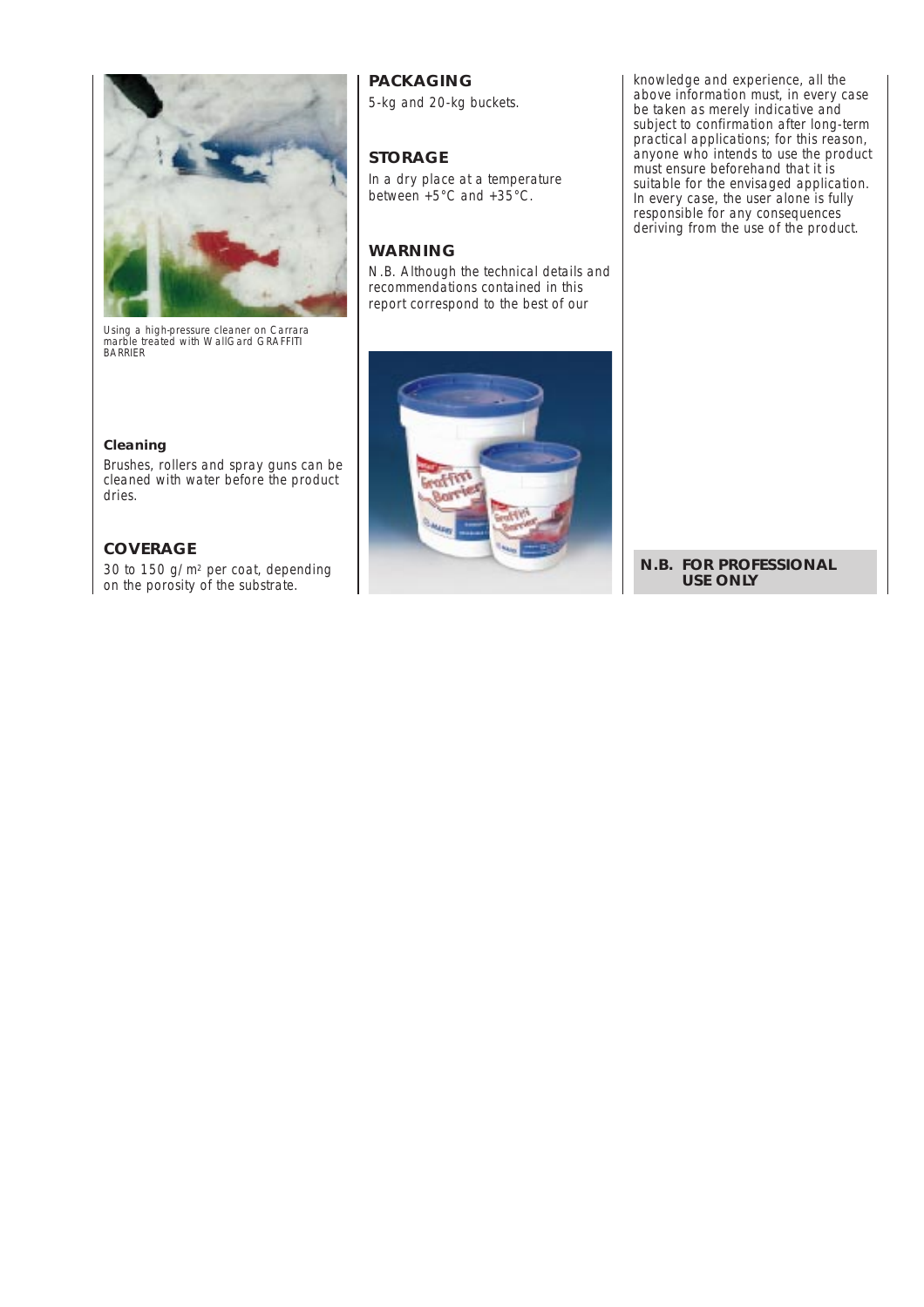Using a high-pressure cleaner on Carrara marble treated with WallGard GRAFFITI BARRIER

**Cleaning**

Brushes, rollers and spray guns can be cleaned with water before the product dries.

## COVERAGE

30 to 150 g/m² per coat, depending on the porosity of the substrate.

## PACKAGING

5-kg and 20-kg buckets.

## STORAGE

In a dry place at a temperature between +5°C and +35°C.

## WARNING

N.B. Although the technical details and recommendations contained in this report correspond to the best of our knowledge and experience, all the above information must, in every case be taken as merely indicative and subject to confirmation after long-term practical applications; for this reason, anyone who intends to use the product must ensure beforehand that it is suitable for the envisaged application. In every case, the user alone is fully responsible for any consequences deriving from the use of the product.

**N.B. FOR PROFESSIONAL USE ONLY**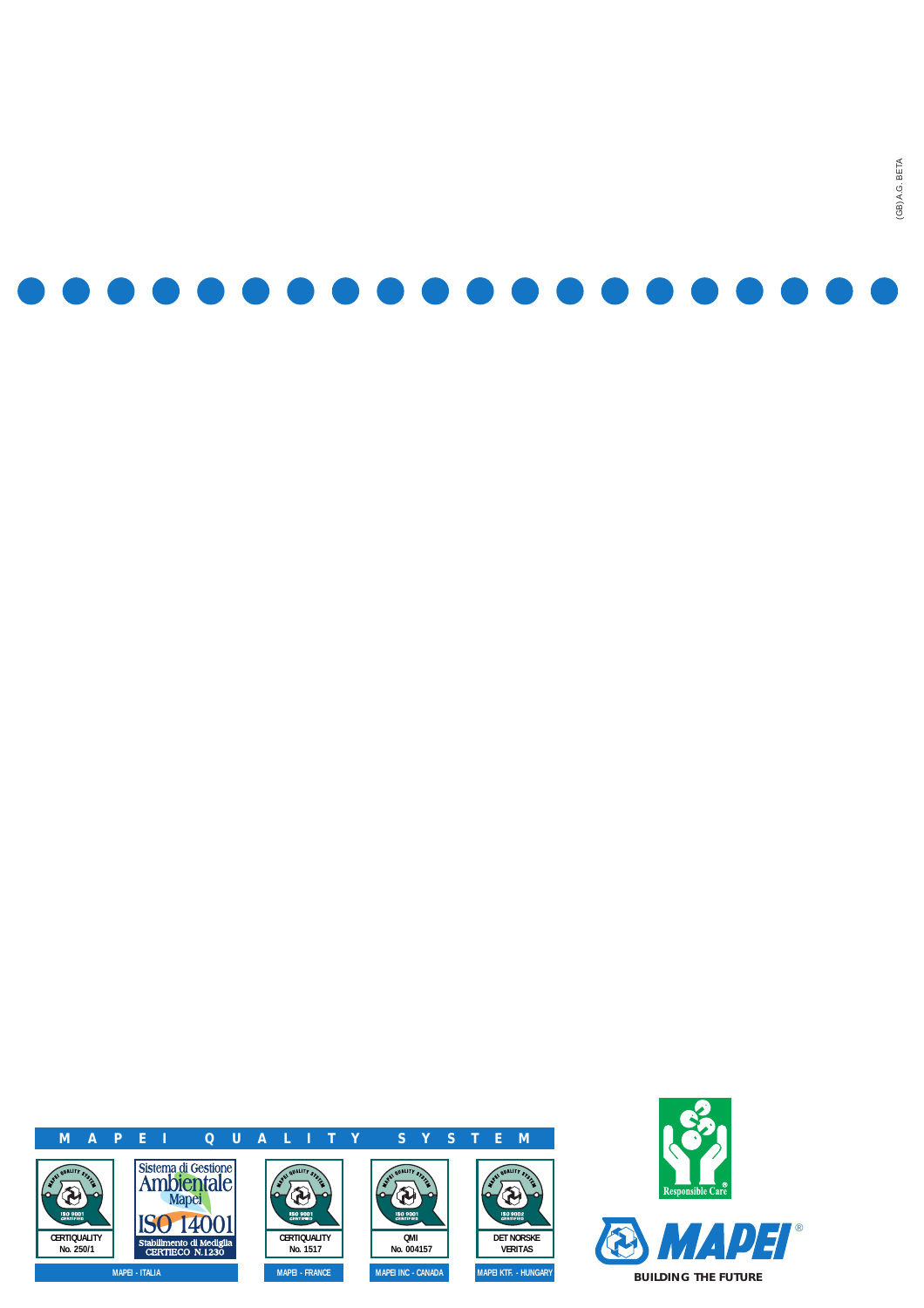(GB) A.G. BETA

**MAPEI QUALITY SYSTEM**

| | | | | |
|---|---|---|---|---|
| CERTIQUALITY No. 250/1 | Sistema di Gestione Ambientale Mapei ISO 14001 Stabilimento di Mediglia CERTIECO N.1230 | CERTIQUALITY No. 1517 | QMI No. 004157 | DET NORSKE VERITAS |
| MAPEI - ITALIA | | MAPEI - FRANCE | MAPEI INC - CANADA | MAPEI KFT. - HUNGARY |

Responsible Care

MAPEI®

BUILDING THE FUTURE